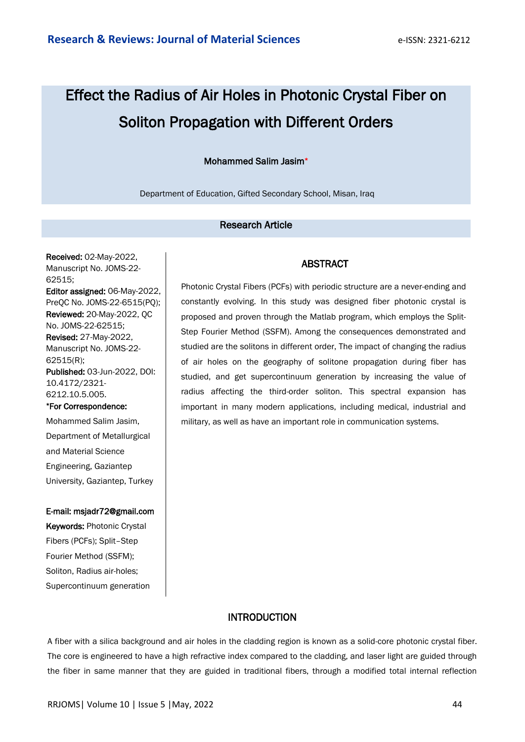# Effect the Radius of Air Holes in Photonic Crystal Fiber on Soliton Propagation with Different Orders

**Mohammed Salim Jasim***

Department of Education, Gifted Secondary School, Misan, Iraq

## Research Article

**Received:** 02-May-2022, Manuscript No. JOMS-22-62515;
**Editor assigned:** 06-May-2022, PreQC No. JOMS-22-6515(PQ);
**Reviewed:** 20-May-2022, QC No. JOMS-22-62515;
**Revised:** 27-May-2022, Manuscript No. JOMS-22-62515(R);
**Published:** 03-Jun-2022, DOI: 10.4172/2321-6212.10.5.005.

***For Correspondence:**

Mohammed Salim Jasim, Department of Metallurgical and Material Science Engineering, Gaziantep University, Gaziantep, Turkey

**E-mail: msjadr72@gmail.com**

**Keywords:** Photonic Crystal Fibers (PCFs); Split–Step Fourier Method (SSFM); Soliton, Radius air-holes; Supercontinuum generation

## ABSTRACT

Photonic Crystal Fibers (PCFs) with periodic structure are a never-ending and constantly evolving. In this study was designed fiber photonic crystal is proposed and proven through the Matlab program, which employs the Split-Step Fourier Method (SSFM). Among the consequences demonstrated and studied are the solitons in different order, The impact of changing the radius of air holes on the geography of solitone propagation during fiber has studied, and get supercontinuum generation by increasing the value of radius affecting the third-order soliton. This spectral expansion has important in many modern applications, including medical, industrial and military, as well as have an important role in communication systems.

## INTRODUCTION

A fiber with a silica background and air holes in the cladding region is known as a solid-core photonic crystal fiber. The core is engineered to have a high refractive index compared to the cladding, and laser light are guided through the fiber in same manner that they are guided in traditional fibers, through a modified total internal reflection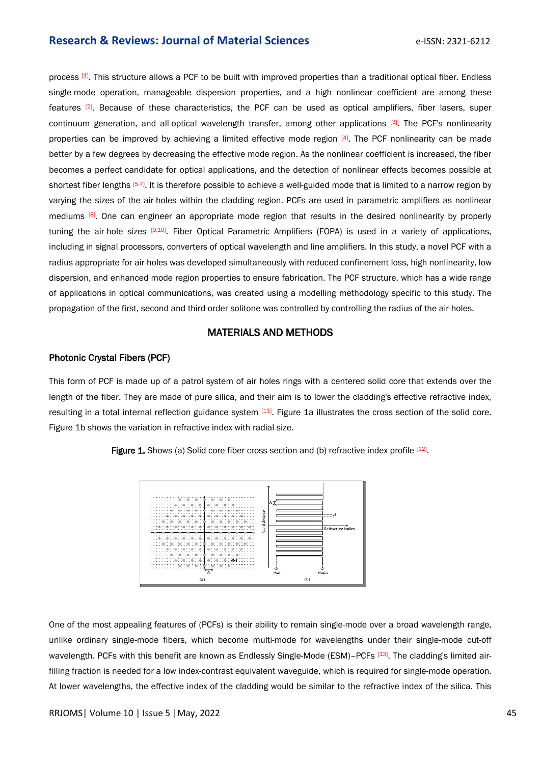process [1]. This structure allows a PCF to be built with improved properties than a traditional optical fiber. Endless single-mode operation, manageable dispersion properties, and a high nonlinear coefficient are among these features [2]. Because of these characteristics, the PCF can be used as optical amplifiers, fiber lasers, super continuum generation, and all-optical wavelength transfer, among other applications [3]. The PCF's nonlinearity properties can be improved by achieving a limited effective mode region [4]. The PCF nonlinearity can be made better by a few degrees by decreasing the effective mode region. As the nonlinear coefficient is increased, the fiber becomes a perfect candidate for optical applications, and the detection of nonlinear effects becomes possible at shortest fiber lengths [5-7]. It is therefore possible to achieve a well-guided mode that is limited to a narrow region by varying the sizes of the air-holes within the cladding region. PCFs are used in parametric amplifiers as nonlinear mediums [8]. One can engineer an appropriate mode region that results in the desired nonlinearity by properly tuning the air-hole sizes [9,10]. Fiber Optical Parametric Amplifiers (FOPA) is used in a variety of applications, including in signal processors, converters of optical wavelength and line amplifiers. In this study, a novel PCF with a radius appropriate for air-holes was developed simultaneously with reduced confinement loss, high nonlinearity, low dispersion, and enhanced mode region properties to ensure fabrication. The PCF structure, which has a wide range of applications in optical communications, was created using a modelling methodology specific to this study. The propagation of the first, second and third-order solitone was controlled by controlling the radius of the air-holes.

## MATERIALS AND METHODS

### Photonic Crystal Fibers (PCF)

This form of PCF is made up of a patrol system of air holes rings with a centered solid core that extends over the length of the fiber. They are made of pure silica, and their aim is to lower the cladding's effective refractive index, resulting in a total internal reflection guidance system [11]. Figure 1a illustrates the cross section of the solid core. Figure 1b shows the variation in refractive index with radial size.

**Figure 1.** Shows (a) Solid core fiber cross-section and (b) refractive index profile [12].

One of the most appealing features of (PCFs) is their ability to remain single-mode over a broad wavelength range, unlike ordinary single-mode fibers, which become multi-mode for wavelengths under their single-mode cut-off wavelength. PCFs with this benefit are known as Endlessly Single-Mode (ESM)–PCFs [13]. The cladding's limited air-filling fraction is needed for a low index-contrast equivalent waveguide, which is required for single-mode operation. At lower wavelengths, the effective index of the cladding would be similar to the refractive index of the silica. This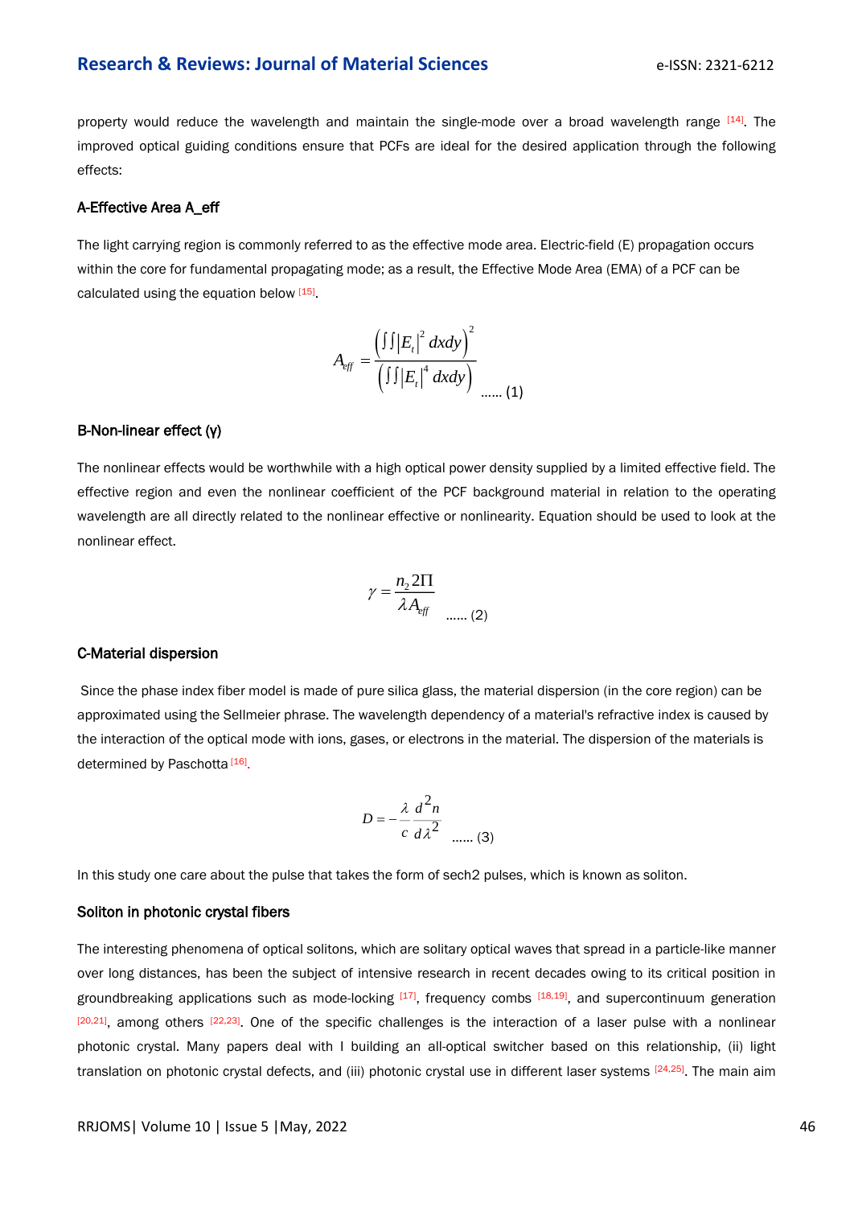property would reduce the wavelength and maintain the single-mode over a broad wavelength range [14]. The improved optical guiding conditions ensure that PCFs are ideal for the desired application through the following effects:

### A-Effective Area A_eff

The light carrying region is commonly referred to as the effective mode area. Electric-field (E) propagation occurs within the core for fundamental propagating mode; as a result, the Effective Mode Area (EMA) of a PCF can be calculated using the equation below [15].

$$A_{eff} = \frac{\left(\int\int |E_t|^2 \, dxdy\right)^2}{\left(\int\int |E_t|^4 \, dxdy\right)} \quad \text{...... (1)}$$

### B-Non-linear effect (γ)

The nonlinear effects would be worthwhile with a high optical power density supplied by a limited effective field. The effective region and even the nonlinear coefficient of the PCF background material in relation to the operating wavelength are all directly related to the nonlinear effective or nonlinearity. Equation should be used to look at the nonlinear effect.

$$\gamma = \frac{n_2 2\Pi}{\lambda A_{eff}} \quad \text{...... (2)}$$

### C-Material dispersion

Since the phase index fiber model is made of pure silica glass, the material dispersion (in the core region) can be approximated using the Sellmeier phrase. The wavelength dependency of a material's refractive index is caused by the interaction of the optical mode with ions, gases, or electrons in the material. The dispersion of the materials is determined by Paschotta [16].

$$D = -\frac{\lambda}{c}\frac{d^2 n}{d\lambda^2} \quad \text{...... (3)}$$

In this study one care about the pulse that takes the form of sech2 pulses, which is known as soliton.

### Soliton in photonic crystal fibers

The interesting phenomena of optical solitons, which are solitary optical waves that spread in a particle-like manner over long distances, has been the subject of intensive research in recent decades owing to its critical position in groundbreaking applications such as mode-locking [17], frequency combs [18,19], and supercontinuum generation [20,21], among others [22,23]. One of the specific challenges is the interaction of a laser pulse with a nonlinear photonic crystal. Many papers deal with I building an all-optical switcher based on this relationship, (ii) light translation on photonic crystal defects, and (iii) photonic crystal use in different laser systems [24,25]. The main aim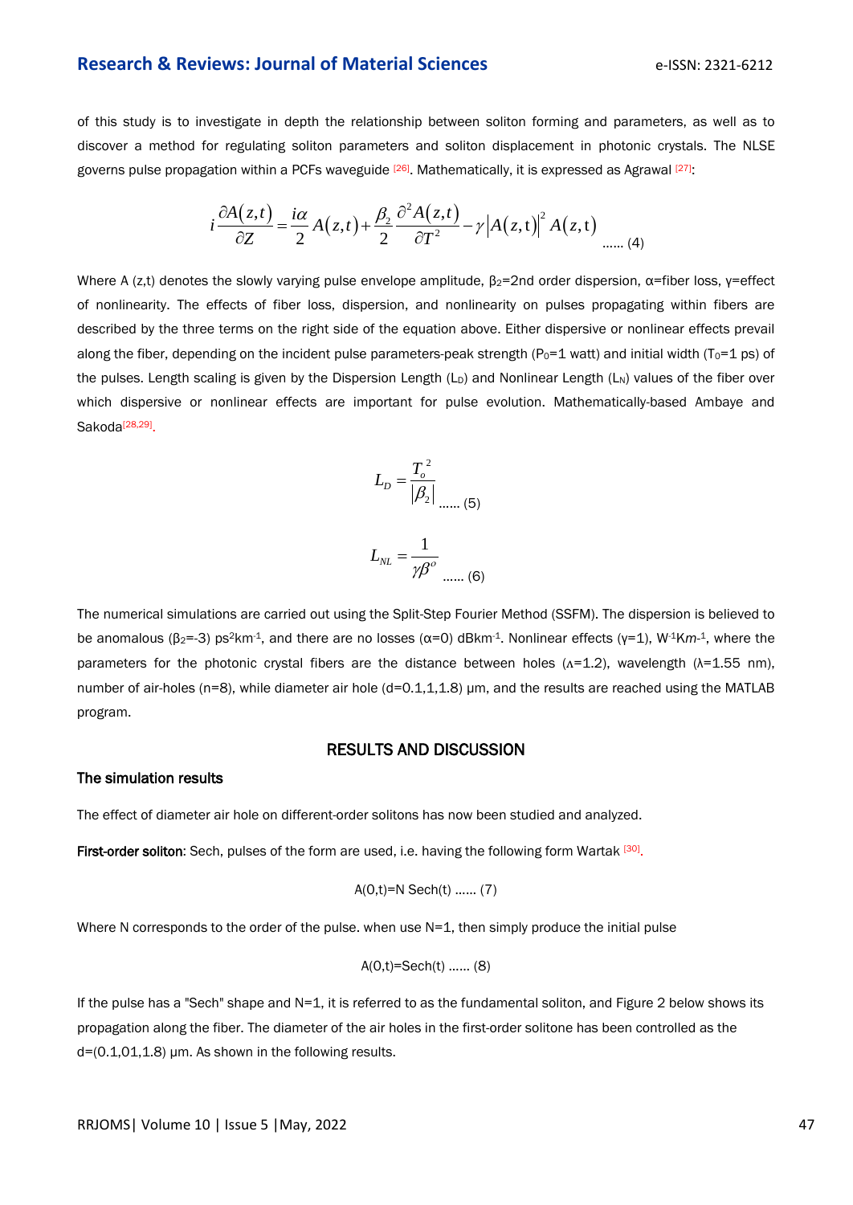of this study is to investigate in depth the relationship between soliton forming and parameters, as well as to discover a method for regulating soliton parameters and soliton displacement in photonic crystals. The NLSE governs pulse propagation within a PCFs waveguide [26]. Mathematically, it is expressed as Agrawal [27]:

$$i\frac{\partial A(z,t)}{\partial Z} = \frac{i\alpha}{2}A(z,t) + \frac{\beta_2}{2}\frac{\partial^2 A(z,t)}{\partial T^2} - \gamma\left|A(z,\mathrm{t})\right|^2 A(z,\mathrm{t}) \quad \text{...... (4)}$$

Where A (z,t) denotes the slowly varying pulse envelope amplitude, $\beta_2$=2nd order dispersion, α=fiber loss, γ=effect of nonlinearity. The effects of fiber loss, dispersion, and nonlinearity on pulses propagating within fibers are described by the three terms on the right side of the equation above. Either dispersive or nonlinear effects prevail along the fiber, depending on the incident pulse parameters-peak strength ($P_0$=1 watt) and initial width ($T_0$=1 ps) of the pulses. Length scaling is given by the Dispersion Length ($L_D$) and Nonlinear Length ($L_N$) values of the fiber over which dispersive or nonlinear effects are important for pulse evolution. Mathematically-based Ambaye and Sakoda[28,29].

$$L_D = \frac{T_o^{\,2}}{|\beta_2|} \quad \text{...... (5)}$$

$$L_{NL} = \frac{1}{\gamma\beta^o} \quad \text{...... (6)}$$

The numerical simulations are carried out using the Split-Step Fourier Method (SSFM). The dispersion is believed to be anomalous ($\beta_2$=-3) $ps^2km^{-1}$, and there are no losses (α=0) $dBkm^{-1}$. Nonlinear effects (γ=1), $W^{-1}Km^{-1}$, where the parameters for the photonic crystal fibers are the distance between holes (ʌ=1.2), wavelength (λ=1.55 nm), number of air-holes (n=8), while diameter air hole (d=0.1,1,1.8) μm, and the results are reached using the MATLAB program.

## RESULTS AND DISCUSSION

### The simulation results

The effect of diameter air hole on different-order solitons has now been studied and analyzed.

**First-order soliton**: Sech, pulses of the form are used, i.e. having the following form Wartak [30].

A(0,t)=N Sech(t) ...... (7)

Where N corresponds to the order of the pulse. when use N=1, then simply produce the initial pulse

A(0,t)=Sech(t) ...... (8)

If the pulse has a "Sech" shape and N=1, it is referred to as the fundamental soliton, and Figure 2 below shows its propagation along the fiber. The diameter of the air holes in the first-order solitone has been controlled as the d=(0.1,01,1.8) μm. As shown in the following results.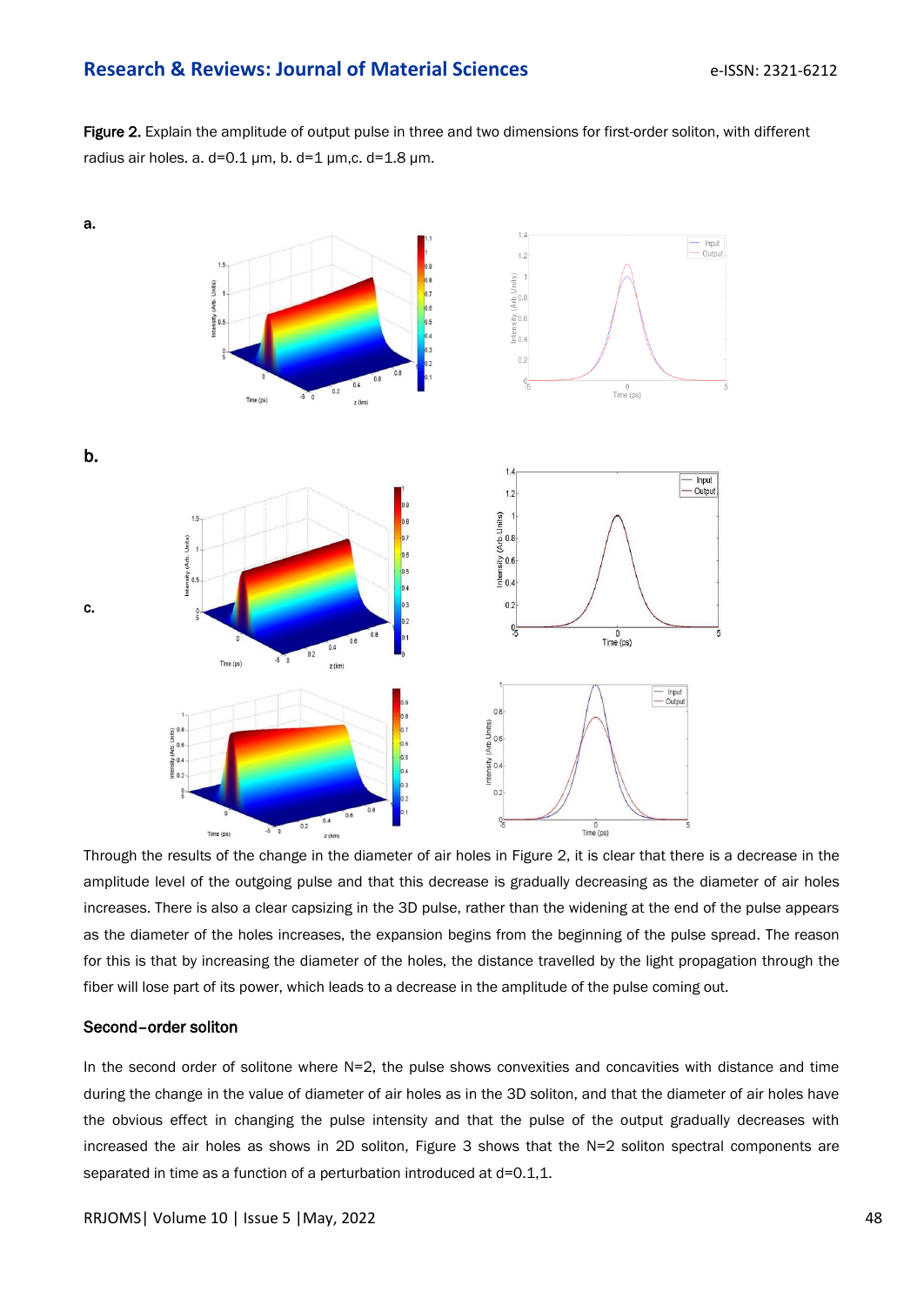**Figure 2.** Explain the amplitude of output pulse in three and two dimensions for first-order soliton, with different radius air holes. a. d=0.1 µm, b. d=1 µm,c. d=1.8 µm.

Through the results of the change in the diameter of air holes in Figure 2, it is clear that there is a decrease in the amplitude level of the outgoing pulse and that this decrease is gradually decreasing as the diameter of air holes increases. There is also a clear capsizing in the 3D pulse, rather than the widening at the end of the pulse appears as the diameter of the holes increases, the expansion begins from the beginning of the pulse spread. The reason for this is that by increasing the diameter of the holes, the distance travelled by the light propagation through the fiber will lose part of its power, which leads to a decrease in the amplitude of the pulse coming out.

### Second–order soliton

In the second order of solitone where N=2, the pulse shows convexities and concavities with distance and time during the change in the value of diameter of air holes as in the 3D soliton, and that the diameter of air holes have the obvious effect in changing the pulse intensity and that the pulse of the output gradually decreases with increased the air holes as shows in 2D soliton, Figure 3 shows that the N=2 soliton spectral components are separated in time as a function of a perturbation introduced at d=0.1,1.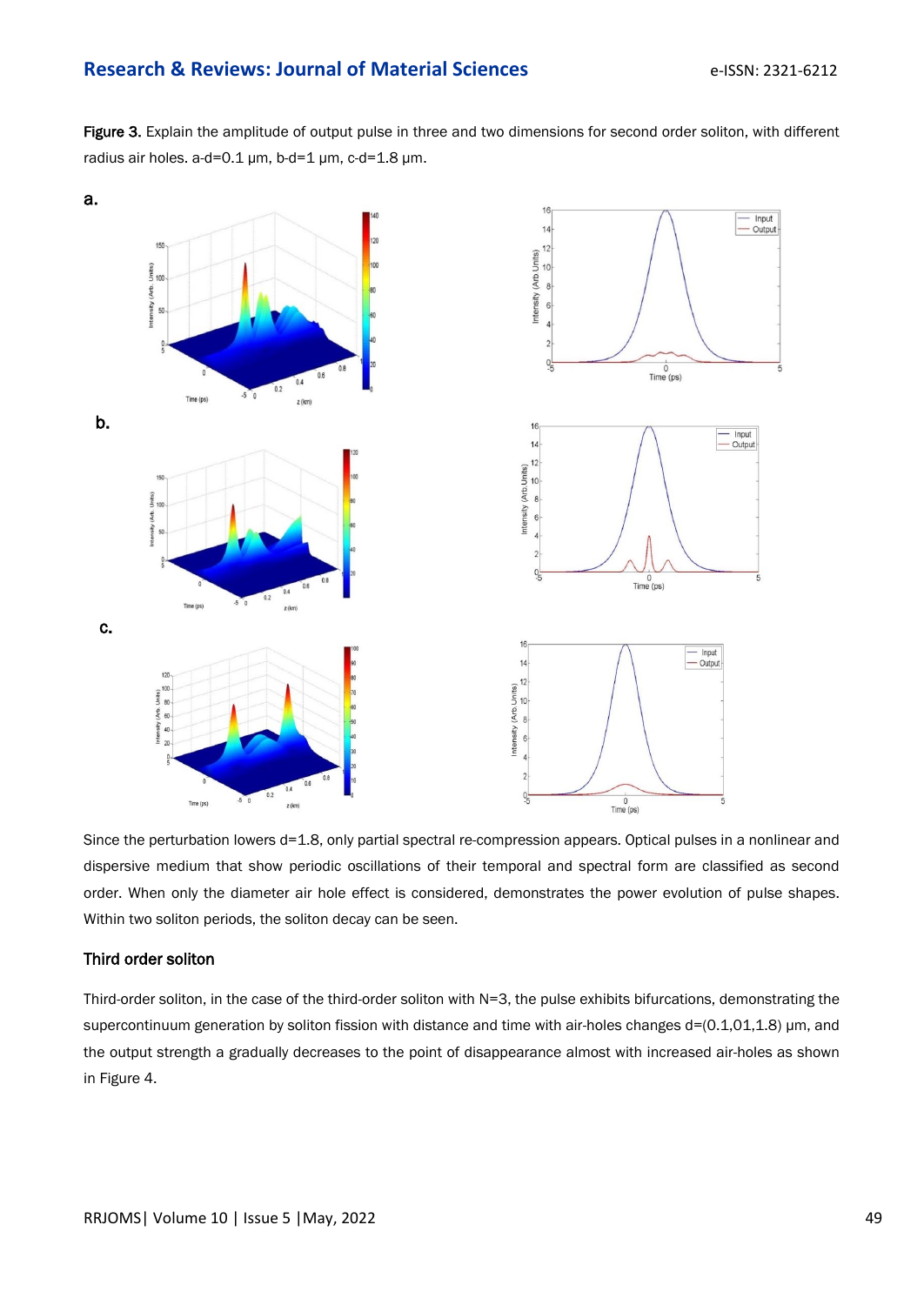**Figure 3.** Explain the amplitude of output pulse in three and two dimensions for second order soliton, with different radius air holes. a-d=0.1 μm, b-d=1 μm, c-d=1.8 μm.

Since the perturbation lowers d=1.8, only partial spectral re-compression appears. Optical pulses in a nonlinear and dispersive medium that show periodic oscillations of their temporal and spectral form are classified as second order. When only the diameter air hole effect is considered, demonstrates the power evolution of pulse shapes. Within two soliton periods, the soliton decay can be seen.

### Third order soliton

Third-order soliton, in the case of the third-order soliton with N=3, the pulse exhibits bifurcations, demonstrating the supercontinuum generation by soliton fission with distance and time with air-holes changes d=(0.1,01,1.8) μm, and the output strength a gradually decreases to the point of disappearance almost with increased air-holes as shown in Figure 4.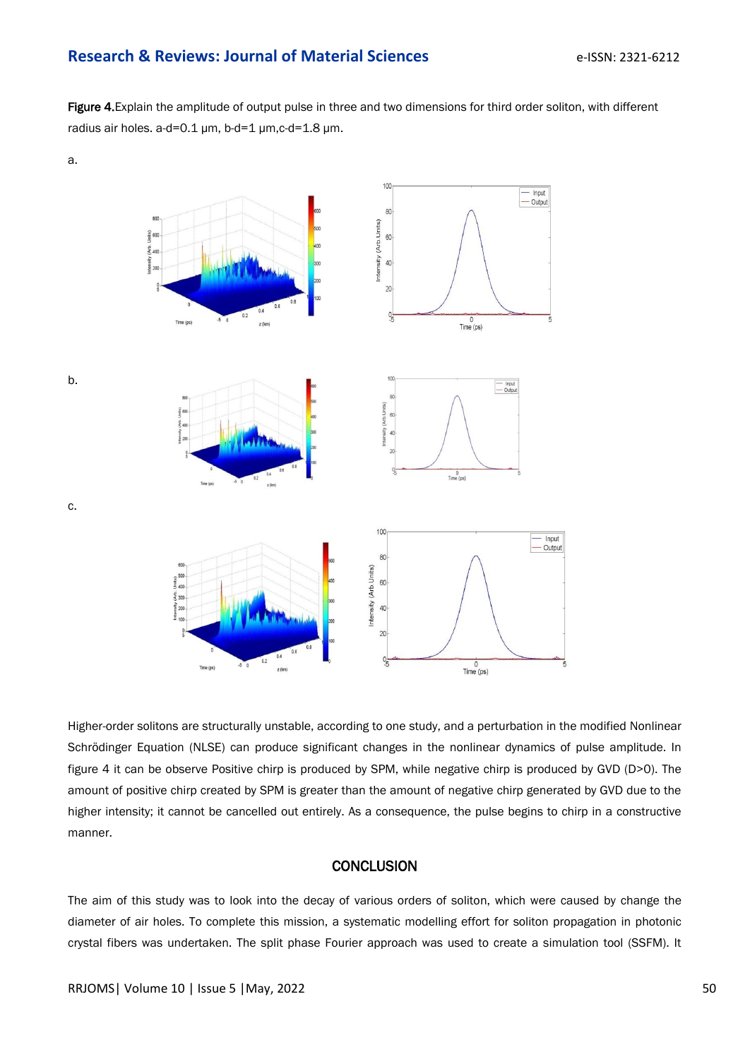**Figure 4.** Explain the amplitude of output pulse in three and two dimensions for third order soliton, with different radius air holes. a-d=0.1 μm, b-d=1 μm,c-d=1.8 μm.

a.

b.

c.

Higher-order solitons are structurally unstable, according to one study, and a perturbation in the modified Nonlinear Schrödinger Equation (NLSE) can produce significant changes in the nonlinear dynamics of pulse amplitude. In figure 4 it can be observe Positive chirp is produced by SPM, while negative chirp is produced by GVD (D>0). The amount of positive chirp created by SPM is greater than the amount of negative chirp generated by GVD due to the higher intensity; it cannot be cancelled out entirely. As a consequence, the pulse begins to chirp in a constructive manner.

## CONCLUSION

The aim of this study was to look into the decay of various orders of soliton, which were caused by change the diameter of air holes. To complete this mission, a systematic modelling effort for soliton propagation in photonic crystal fibers was undertaken. The split phase Fourier approach was used to create a simulation tool (SSFM). It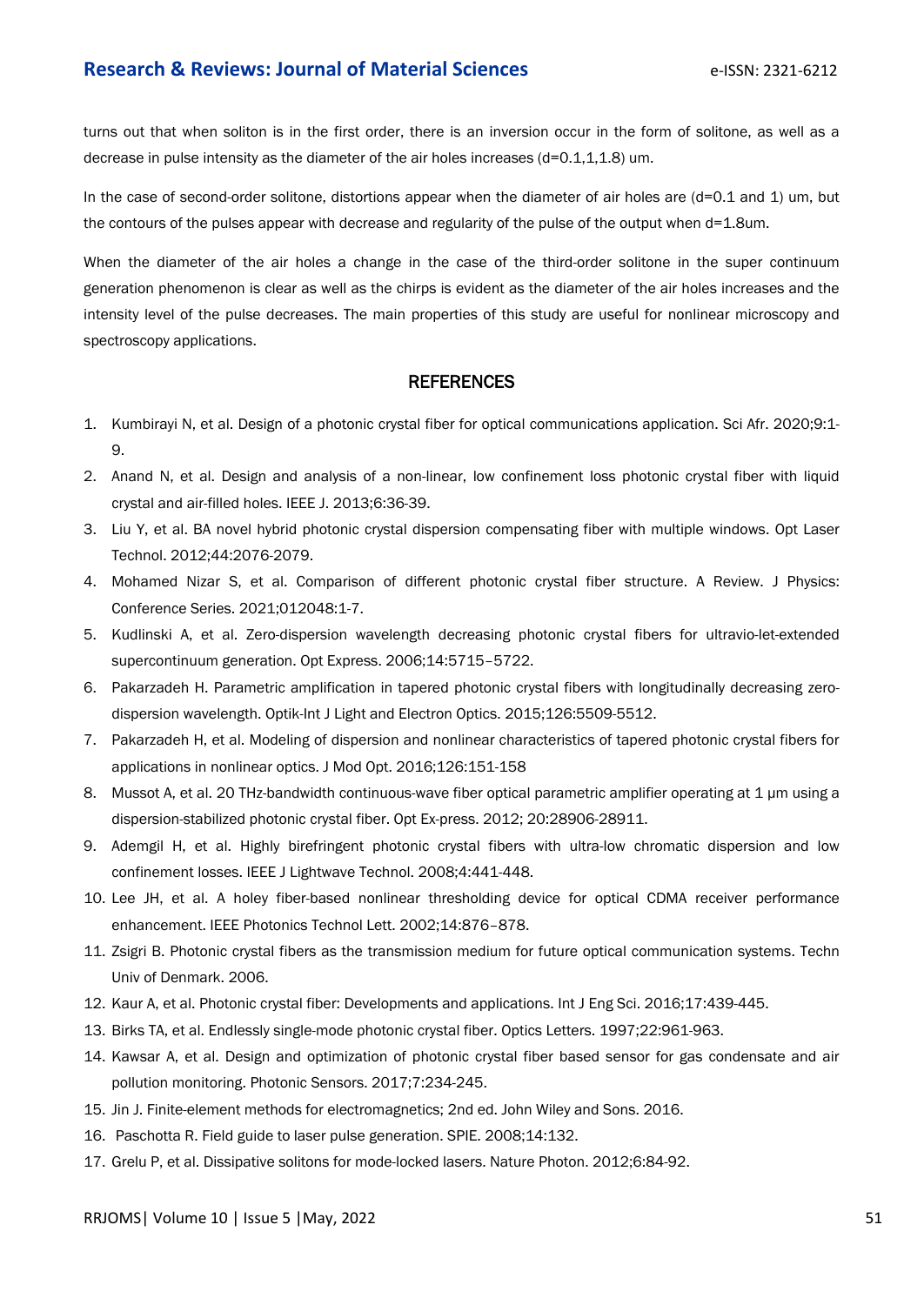turns out that when soliton is in the first order, there is an inversion occur in the form of solitone, as well as a decrease in pulse intensity as the diameter of the air holes increases (d=0.1,1,1.8) um.

In the case of second-order solitone, distortions appear when the diameter of air holes are (d=0.1 and 1) um, but the contours of the pulses appear with decrease and regularity of the pulse of the output when d=1.8um.

When the diameter of the air holes a change in the case of the third-order solitone in the super continuum generation phenomenon is clear as well as the chirps is evident as the diameter of the air holes increases and the intensity level of the pulse decreases. The main properties of this study are useful for nonlinear microscopy and spectroscopy applications.

## REFERENCES

1. Kumbirayi N, et al. Design of a photonic crystal fiber for optical communications application. Sci Afr. 2020;9:1-9.
2. Anand N, et al. Design and analysis of a non-linear, low confinement loss photonic crystal fiber with liquid crystal and air-filled holes. IEEE J. 2013;6:36-39.
3. Liu Y, et al. BA novel hybrid photonic crystal dispersion compensating fiber with multiple windows. Opt Laser Technol. 2012;44:2076-2079.
4. Mohamed Nizar S, et al. Comparison of different photonic crystal fiber structure. A Review. J Physics: Conference Series. 2021;012048:1-7.
5. Kudlinski A, et al. Zero-dispersion wavelength decreasing photonic crystal fibers for ultravio-let-extended supercontinuum generation. Opt Express. 2006;14:5715–5722.
6. Pakarzadeh H. Parametric amplification in tapered photonic crystal fibers with longitudinally decreasing zero-dispersion wavelength. Optik-Int J Light and Electron Optics. 2015;126:5509-5512.
7. Pakarzadeh H, et al. Modeling of dispersion and nonlinear characteristics of tapered photonic crystal fibers for applications in nonlinear optics. J Mod Opt. 2016;126:151-158
8. Mussot A, et al. 20 THz-bandwidth continuous-wave fiber optical parametric amplifier operating at 1 μm using a dispersion-stabilized photonic crystal fiber. Opt Ex-press. 2012; 20:28906-28911.
9. Ademgil H, et al. Highly birefringent photonic crystal fibers with ultra-low chromatic dispersion and low confinement losses. IEEE J Lightwave Technol. 2008;4:441-448.
10. Lee JH, et al. A holey fiber-based nonlinear thresholding device for optical CDMA receiver performance enhancement. IEEE Photonics Technol Lett. 2002;14:876–878.
11. Zsigri B. Photonic crystal fibers as the transmission medium for future optical communication systems. Techn Univ of Denmark. 2006.
12. Kaur A, et al. Photonic crystal fiber: Developments and applications. Int J Eng Sci. 2016;17:439-445.
13. Birks TA, et al. Endlessly single-mode photonic crystal fiber. Optics Letters. 1997;22:961-963.
14. Kawsar A, et al. Design and optimization of photonic crystal fiber based sensor for gas condensate and air pollution monitoring. Photonic Sensors. 2017;7:234-245.
15. Jin J. Finite-element methods for electromagnetics; 2nd ed. John Wiley and Sons. 2016.
16. Paschotta R. Field guide to laser pulse generation. SPIE. 2008;14:132.
17. Grelu P, et al. Dissipative solitons for mode-locked lasers. Nature Photon. 2012;6:84-92.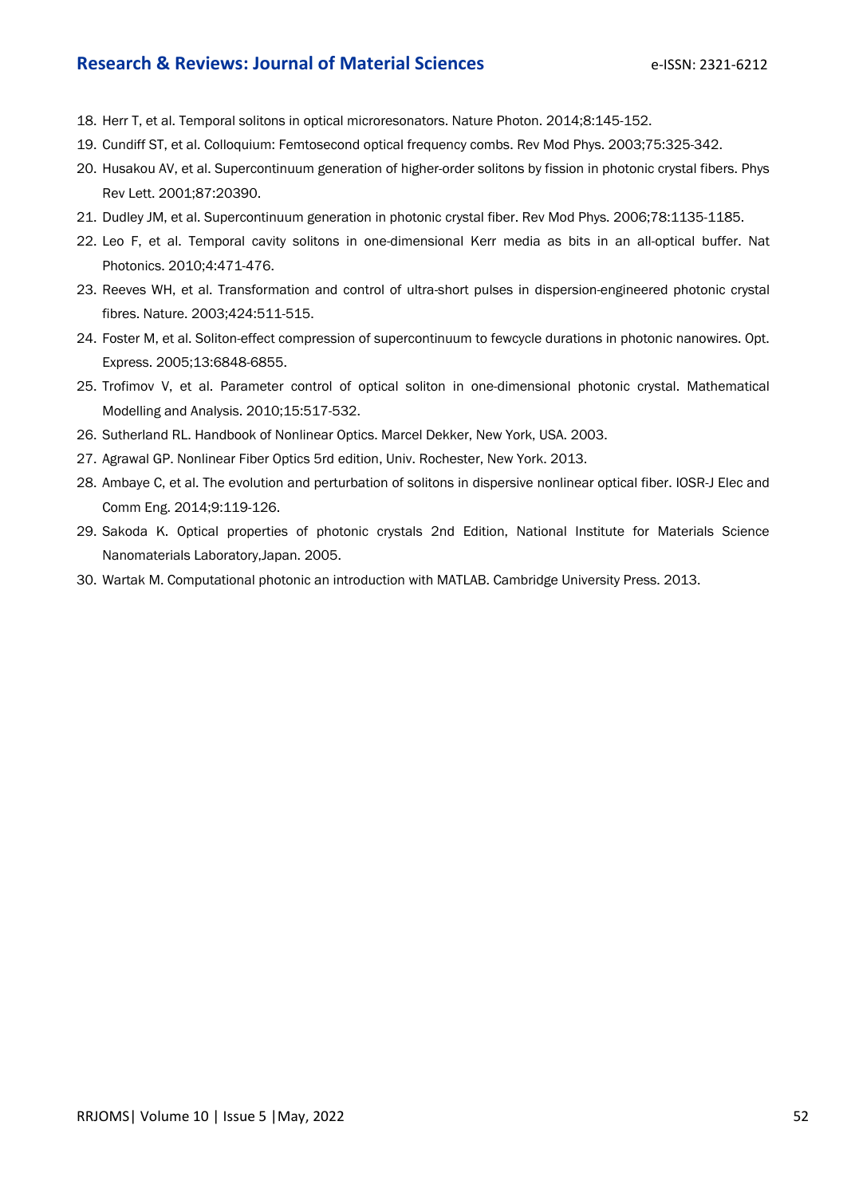18. Herr T, et al. Temporal solitons in optical microresonators. Nature Photon. 2014;8:145-152.
19. Cundiff ST, et al. Colloquium: Femtosecond optical frequency combs. Rev Mod Phys. 2003;75:325-342.
20. Husakou AV, et al. Supercontinuum generation of higher-order solitons by fission in photonic crystal fibers. Phys Rev Lett. 2001;87:20390.
21. Dudley JM, et al. Supercontinuum generation in photonic crystal fiber. Rev Mod Phys. 2006;78:1135-1185.
22. Leo F, et al. Temporal cavity solitons in one-dimensional Kerr media as bits in an all-optical buffer. Nat Photonics. 2010;4:471-476.
23. Reeves WH, et al. Transformation and control of ultra-short pulses in dispersion-engineered photonic crystal fibres. Nature. 2003;424:511-515.
24. Foster M, et al. Soliton-effect compression of supercontinuum to fewcycle durations in photonic nanowires. Opt. Express. 2005;13:6848-6855.
25. Trofimov V, et al. Parameter control of optical soliton in one-dimensional photonic crystal. Mathematical Modelling and Analysis. 2010;15:517-532.
26. Sutherland RL. Handbook of Nonlinear Optics. Marcel Dekker, New York, USA. 2003.
27. Agrawal GP. Nonlinear Fiber Optics 5rd edition, Univ. Rochester, New York. 2013.
28. Ambaye C, et al. The evolution and perturbation of solitons in dispersive nonlinear optical fiber. IOSR-J Elec and Comm Eng. 2014;9:119-126.
29. Sakoda K. Optical properties of photonic crystals 2nd Edition, National Institute for Materials Science Nanomaterials Laboratory,Japan. 2005.
30. Wartak M. Computational photonic an introduction with MATLAB. Cambridge University Press. 2013.